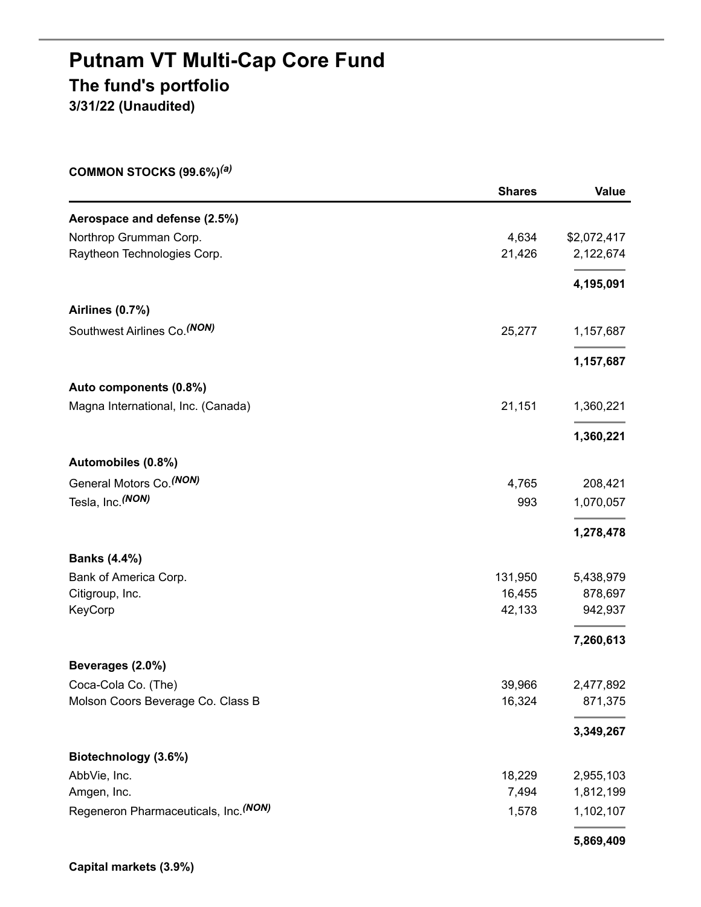# Putnam VT Multi-Cap Core Fund

## The fund's portfolio

### 3/31/22 (Unaudited)

**COMMON STOCKS (99.6%)**[(a)]

| | Shares | Value |
|---|---|---|
| **Aerospace and defense (2.5%)** | | |
| Northrop Grumman Corp. | 4,634 | $2,072,417 |
| Raytheon Technologies Corp. | 21,426 | 2,122,674 |
| | | **4,195,091** |
| **Airlines (0.7%)** | | |
| Southwest Airlines Co.[(NON)] | 25,277 | 1,157,687 |
| | | **1,157,687** |
| **Auto components (0.8%)** | | |
| Magna International, Inc. (Canada) | 21,151 | 1,360,221 |
| | | **1,360,221** |
| **Automobiles (0.8%)** | | |
| General Motors Co.[(NON)] | 4,765 | 208,421 |
| Tesla, Inc.[(NON)] | 993 | 1,070,057 |
| | | **1,278,478** |
| **Banks (4.4%)** | | |
| Bank of America Corp. | 131,950 | 5,438,979 |
| Citigroup, Inc. | 16,455 | 878,697 |
| KeyCorp | 42,133 | 942,937 |
| | | **7,260,613** |
| **Beverages (2.0%)** | | |
| Coca-Cola Co. (The) | 39,966 | 2,477,892 |
| Molson Coors Beverage Co. Class B | 16,324 | 871,375 |
| | | **3,349,267** |
| **Biotechnology (3.6%)** | | |
| AbbVie, Inc. | 18,229 | 2,955,103 |
| Amgen, Inc. | 7,494 | 1,812,199 |
| Regeneron Pharmaceuticals, Inc.[(NON)] | 1,578 | 1,102,107 |
| | | **5,869,409** |
| **Capital markets (3.9%)** | | |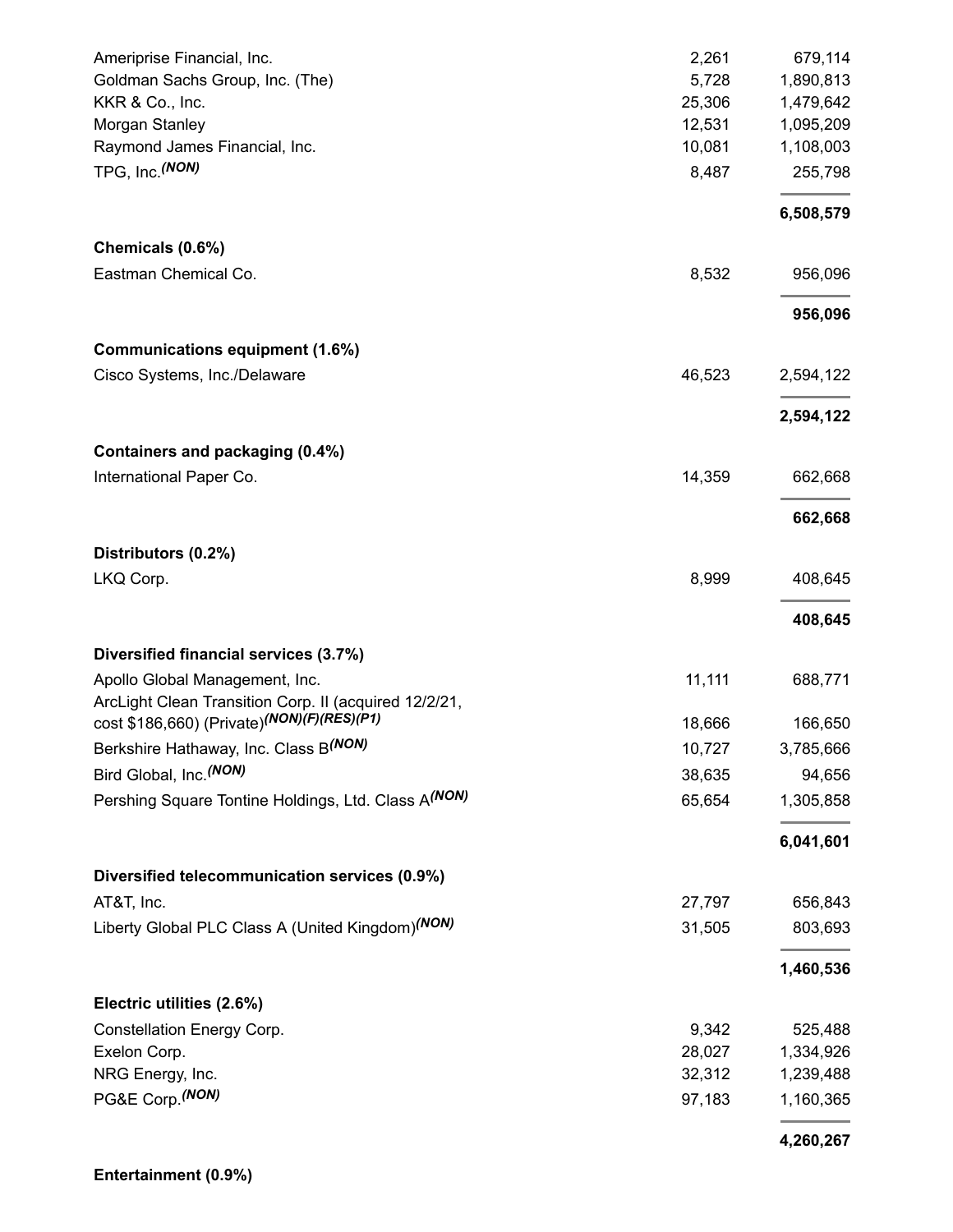| | | |
|---|---|---|
| Ameriprise Financial, Inc. | 2,261 | 679,114 |
| Goldman Sachs Group, Inc. (The) | 5,728 | 1,890,813 |
| KKR & Co., Inc. | 25,306 | 1,479,642 |
| Morgan Stanley | 12,531 | 1,095,209 |
| Raymond James Financial, Inc. | 10,081 | 1,108,003 |
| TPG, Inc.*(NON)* | 8,487 | 255,798 |
| | | **6,508,579** |
| **Chemicals (0.6%)** | | |
| Eastman Chemical Co. | 8,532 | 956,096 |
| | | **956,096** |
| **Communications equipment (1.6%)** | | |
| Cisco Systems, Inc./Delaware | 46,523 | 2,594,122 |
| | | **2,594,122** |
| **Containers and packaging (0.4%)** | | |
| International Paper Co. | 14,359 | 662,668 |
| | | **662,668** |
| **Distributors (0.2%)** | | |
| LKQ Corp. | 8,999 | 408,645 |
| | | **408,645** |
| **Diversified financial services (3.7%)** | | |
| Apollo Global Management, Inc. | 11,111 | 688,771 |
| ArcLight Clean Transition Corp. II (acquired 12/2/21, cost $186,660) (Private)*(NON)(F)(RES)(P1)* | 18,666 | 166,650 |
| Berkshire Hathaway, Inc. Class B*(NON)* | 10,727 | 3,785,666 |
| Bird Global, Inc.*(NON)* | 38,635 | 94,656 |
| Pershing Square Tontine Holdings, Ltd. Class A*(NON)* | 65,654 | 1,305,858 |
| | | **6,041,601** |
| **Diversified telecommunication services (0.9%)** | | |
| AT&T, Inc. | 27,797 | 656,843 |
| Liberty Global PLC Class A (United Kingdom)*(NON)* | 31,505 | 803,693 |
| | | **1,460,536** |
| **Electric utilities (2.6%)** | | |
| Constellation Energy Corp. | 9,342 | 525,488 |
| Exelon Corp. | 28,027 | 1,334,926 |
| NRG Energy, Inc. | 32,312 | 1,239,488 |
| PG&E Corp.*(NON)* | 97,183 | 1,160,365 |
| | | **4,260,267** |
| **Entertainment (0.9%)** | | |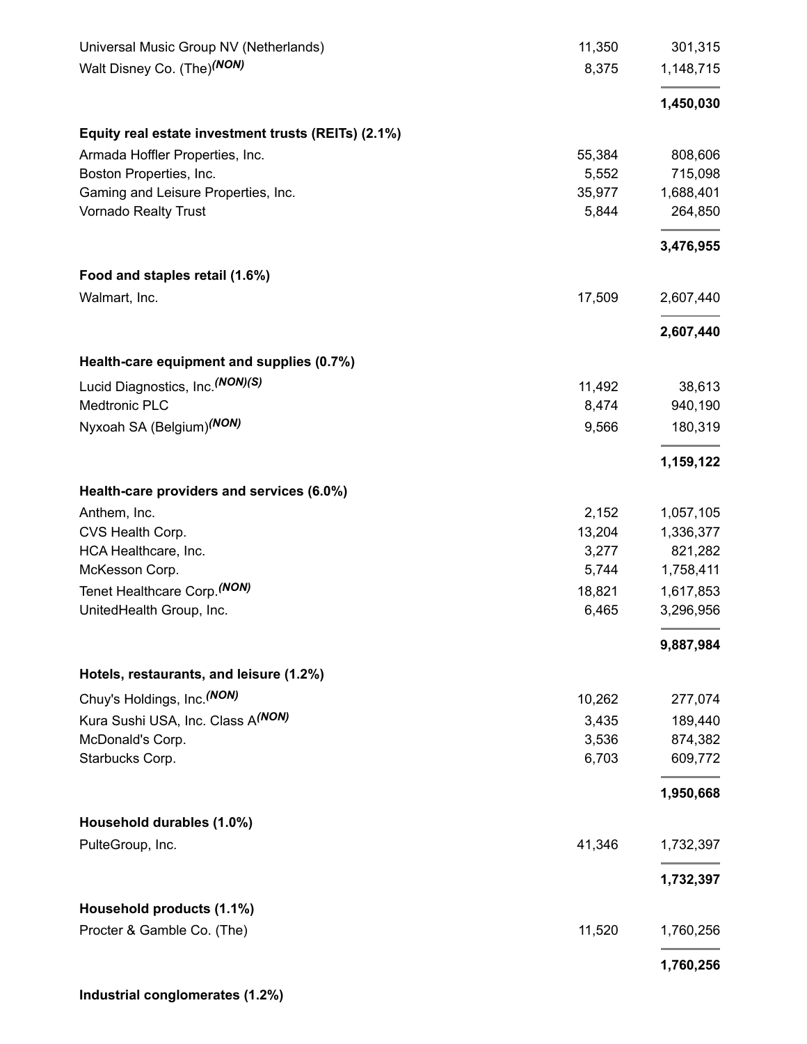| | | |
|---|---|---|
| Universal Music Group NV (Netherlands) | 11,350 | 301,315 |
| Walt Disney Co. (The)*(NON)* | 8,375 | 1,148,715 |
| | | **1,450,030** |
| **Equity real estate investment trusts (REITs) (2.1%)** | | |
| Armada Hoffler Properties, Inc. | 55,384 | 808,606 |
| Boston Properties, Inc. | 5,552 | 715,098 |
| Gaming and Leisure Properties, Inc. | 35,977 | 1,688,401 |
| Vornado Realty Trust | 5,844 | 264,850 |
| | | **3,476,955** |
| **Food and staples retail (1.6%)** | | |
| Walmart, Inc. | 17,509 | 2,607,440 |
| | | **2,607,440** |
| **Health-care equipment and supplies (0.7%)** | | |
| Lucid Diagnostics, Inc.*(NON)(S)* | 11,492 | 38,613 |
| Medtronic PLC | 8,474 | 940,190 |
| Nyxoah SA (Belgium)*(NON)* | 9,566 | 180,319 |
| | | **1,159,122** |
| **Health-care providers and services (6.0%)** | | |
| Anthem, Inc. | 2,152 | 1,057,105 |
| CVS Health Corp. | 13,204 | 1,336,377 |
| HCA Healthcare, Inc. | 3,277 | 821,282 |
| McKesson Corp. | 5,744 | 1,758,411 |
| Tenet Healthcare Corp.*(NON)* | 18,821 | 1,617,853 |
| UnitedHealth Group, Inc. | 6,465 | 3,296,956 |
| | | **9,887,984** |
| **Hotels, restaurants, and leisure (1.2%)** | | |
| Chuy's Holdings, Inc.*(NON)* | 10,262 | 277,074 |
| Kura Sushi USA, Inc. Class A*(NON)* | 3,435 | 189,440 |
| McDonald's Corp. | 3,536 | 874,382 |
| Starbucks Corp. | 6,703 | 609,772 |
| | | **1,950,668** |
| **Household durables (1.0%)** | | |
| PulteGroup, Inc. | 41,346 | 1,732,397 |
| | | **1,732,397** |
| **Household products (1.1%)** | | |
| Procter & Gamble Co. (The) | 11,520 | 1,760,256 |
| | | **1,760,256** |
| **Industrial conglomerates (1.2%)** | | |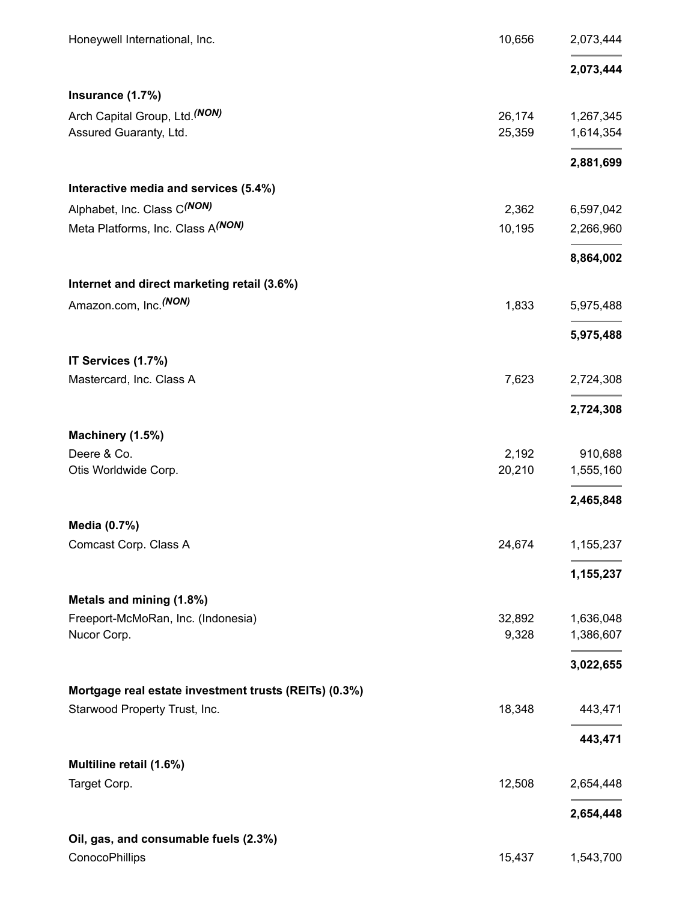| | | |
|---|---|---|
| Honeywell International, Inc. | 10,656 | 2,073,444 |
| | | **2,073,444** |
| **Insurance (1.7%)** | | |
| Arch Capital Group, Ltd.*(NON)* | 26,174 | 1,267,345 |
| Assured Guaranty, Ltd. | 25,359 | 1,614,354 |
| | | **2,881,699** |
| **Interactive media and services (5.4%)** | | |
| Alphabet, Inc. Class C*(NON)* | 2,362 | 6,597,042 |
| Meta Platforms, Inc. Class A*(NON)* | 10,195 | 2,266,960 |
| | | **8,864,002** |
| **Internet and direct marketing retail (3.6%)** | | |
| Amazon.com, Inc.*(NON)* | 1,833 | 5,975,488 |
| | | **5,975,488** |
| **IT Services (1.7%)** | | |
| Mastercard, Inc. Class A | 7,623 | 2,724,308 |
| | | **2,724,308** |
| **Machinery (1.5%)** | | |
| Deere & Co. | 2,192 | 910,688 |
| Otis Worldwide Corp. | 20,210 | 1,555,160 |
| | | **2,465,848** |
| **Media (0.7%)** | | |
| Comcast Corp. Class A | 24,674 | 1,155,237 |
| | | **1,155,237** |
| **Metals and mining (1.8%)** | | |
| Freeport-McMoRan, Inc. (Indonesia) | 32,892 | 1,636,048 |
| Nucor Corp. | 9,328 | 1,386,607 |
| | | **3,022,655** |
| **Mortgage real estate investment trusts (REITs) (0.3%)** | | |
| Starwood Property Trust, Inc. | 18,348 | 443,471 |
| | | **443,471** |
| **Multiline retail (1.6%)** | | |
| Target Corp. | 12,508 | 2,654,448 |
| | | **2,654,448** |
| **Oil, gas, and consumable fuels (2.3%)** | | |
| ConocoPhillips | 15,437 | 1,543,700 |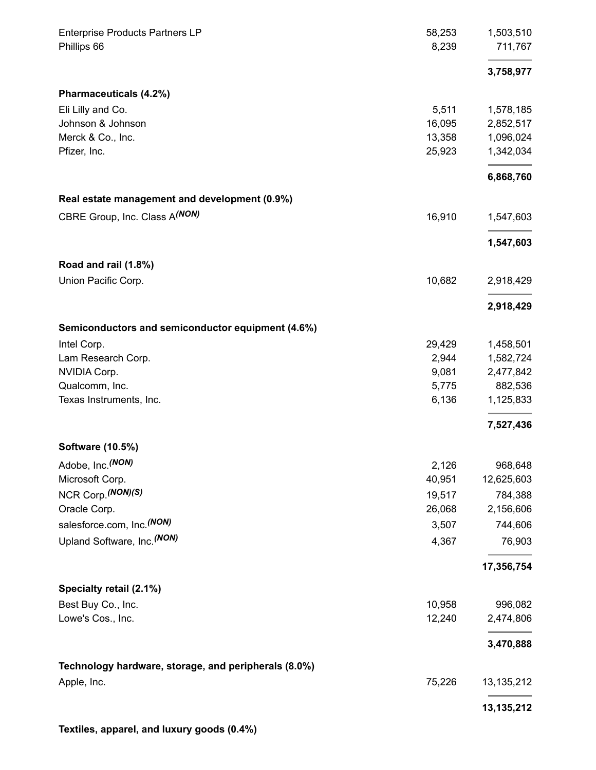| | | |
|---|---|---|
| Enterprise Products Partners LP | 58,253 | 1,503,510 |
| Phillips 66 | 8,239 | 711,767 |
| | | **3,758,977** |
| **Pharmaceuticals (4.2%)** | | |
| Eli Lilly and Co. | 5,511 | 1,578,185 |
| Johnson & Johnson | 16,095 | 2,852,517 |
| Merck & Co., Inc. | 13,358 | 1,096,024 |
| Pfizer, Inc. | 25,923 | 1,342,034 |
| | | **6,868,760** |
| **Real estate management and development (0.9%)** | | |
| CBRE Group, Inc. Class A *(NON)* | 16,910 | 1,547,603 |
| | | **1,547,603** |
| **Road and rail (1.8%)** | | |
| Union Pacific Corp. | 10,682 | 2,918,429 |
| | | **2,918,429** |
| **Semiconductors and semiconductor equipment (4.6%)** | | |
| Intel Corp. | 29,429 | 1,458,501 |
| Lam Research Corp. | 2,944 | 1,582,724 |
| NVIDIA Corp. | 9,081 | 2,477,842 |
| Qualcomm, Inc. | 5,775 | 882,536 |
| Texas Instruments, Inc. | 6,136 | 1,125,833 |
| | | **7,527,436** |
| **Software (10.5%)** | | |
| Adobe, Inc. *(NON)* | 2,126 | 968,648 |
| Microsoft Corp. | 40,951 | 12,625,603 |
| NCR Corp. *(NON)(S)* | 19,517 | 784,388 |
| Oracle Corp. | 26,068 | 2,156,606 |
| salesforce.com, Inc. *(NON)* | 3,507 | 744,606 |
| Upland Software, Inc. *(NON)* | 4,367 | 76,903 |
| | | **17,356,754** |
| **Specialty retail (2.1%)** | | |
| Best Buy Co., Inc. | 10,958 | 996,082 |
| Lowe's Cos., Inc. | 12,240 | 2,474,806 |
| | | **3,470,888** |
| **Technology hardware, storage, and peripherals (8.0%)** | | |
| Apple, Inc. | 75,226 | 13,135,212 |
| | | **13,135,212** |
| **Textiles, apparel, and luxury goods (0.4%)** | | |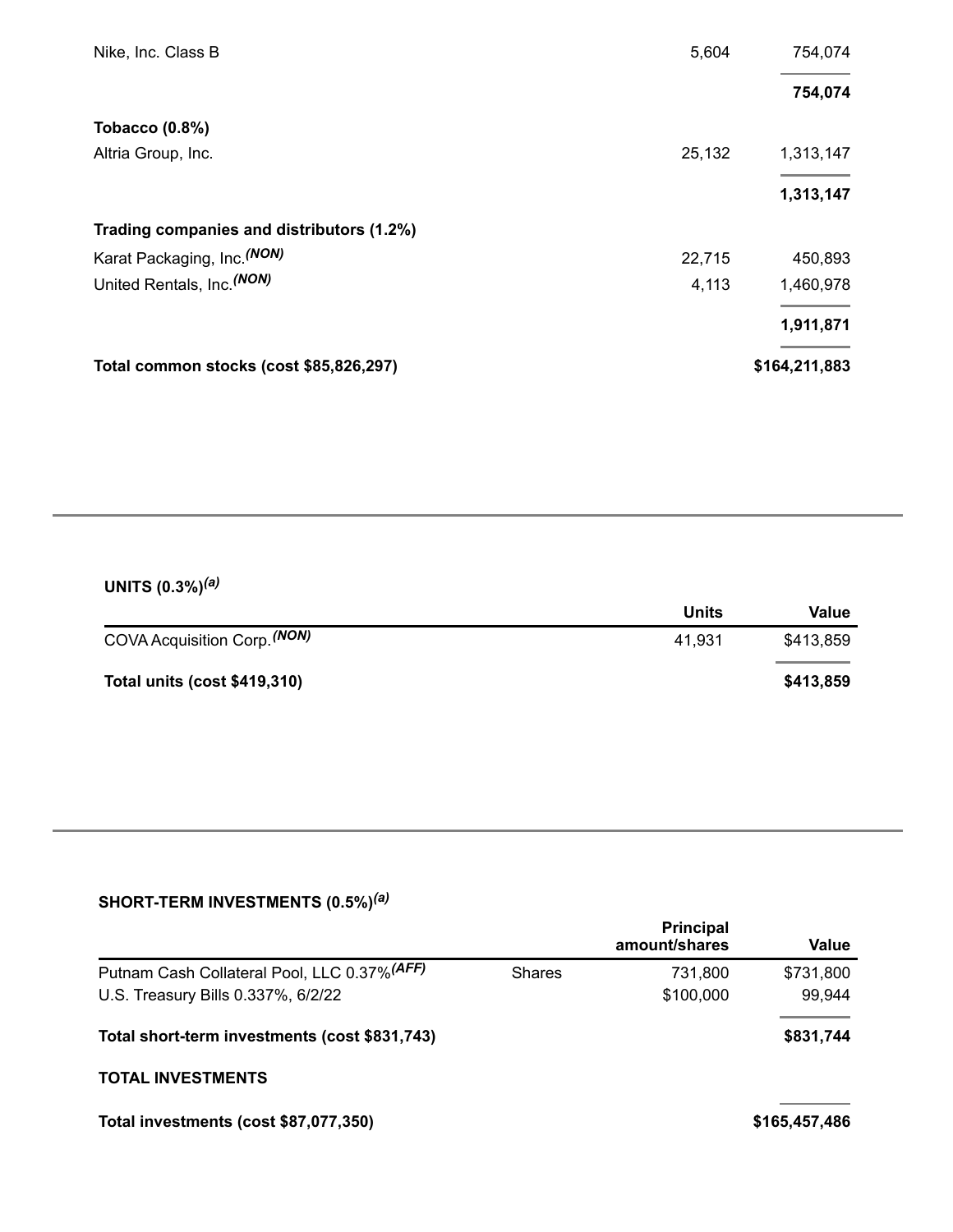| | | |
|---|---|---|
| Nike, Inc. Class B | 5,604 | 754,074 |
| | | **754,074** |
| **Tobacco (0.8%)** | | |
| Altria Group, Inc. | 25,132 | 1,313,147 |
| | | **1,313,147** |
| **Trading companies and distributors (1.2%)** | | |
| Karat Packaging, Inc.[(NON)] | 22,715 | 450,893 |
| United Rentals, Inc.[(NON)] | 4,113 | 1,460,978 |
| | | **1,911,871** |
| **Total common stocks (cost $85,826,297)** | | **$164,211,883** |

**UNITS (0.3%)[(a)]**

| | Units | Value |
|---|---|---|
| COVA Acquisition Corp.[(NON)] | 41,931 | $413,859 |
| **Total units (cost $419,310)** | | **$413,859** |

**SHORT-TERM INVESTMENTS (0.5%)[(a)]**

| | | Principal amount/shares | Value |
|---|---|---|---|
| Putnam Cash Collateral Pool, LLC 0.37%[(AFF)] | Shares | 731,800 | $731,800 |
| U.S. Treasury Bills 0.337%, 6/2/22 | | $100,000 | 99,944 |
| **Total short-term investments (cost $831,743)** | | | **$831,744** |

**TOTAL INVESTMENTS**

| | |
|---|---|
| **Total investments (cost $87,077,350)** | **$165,457,486** |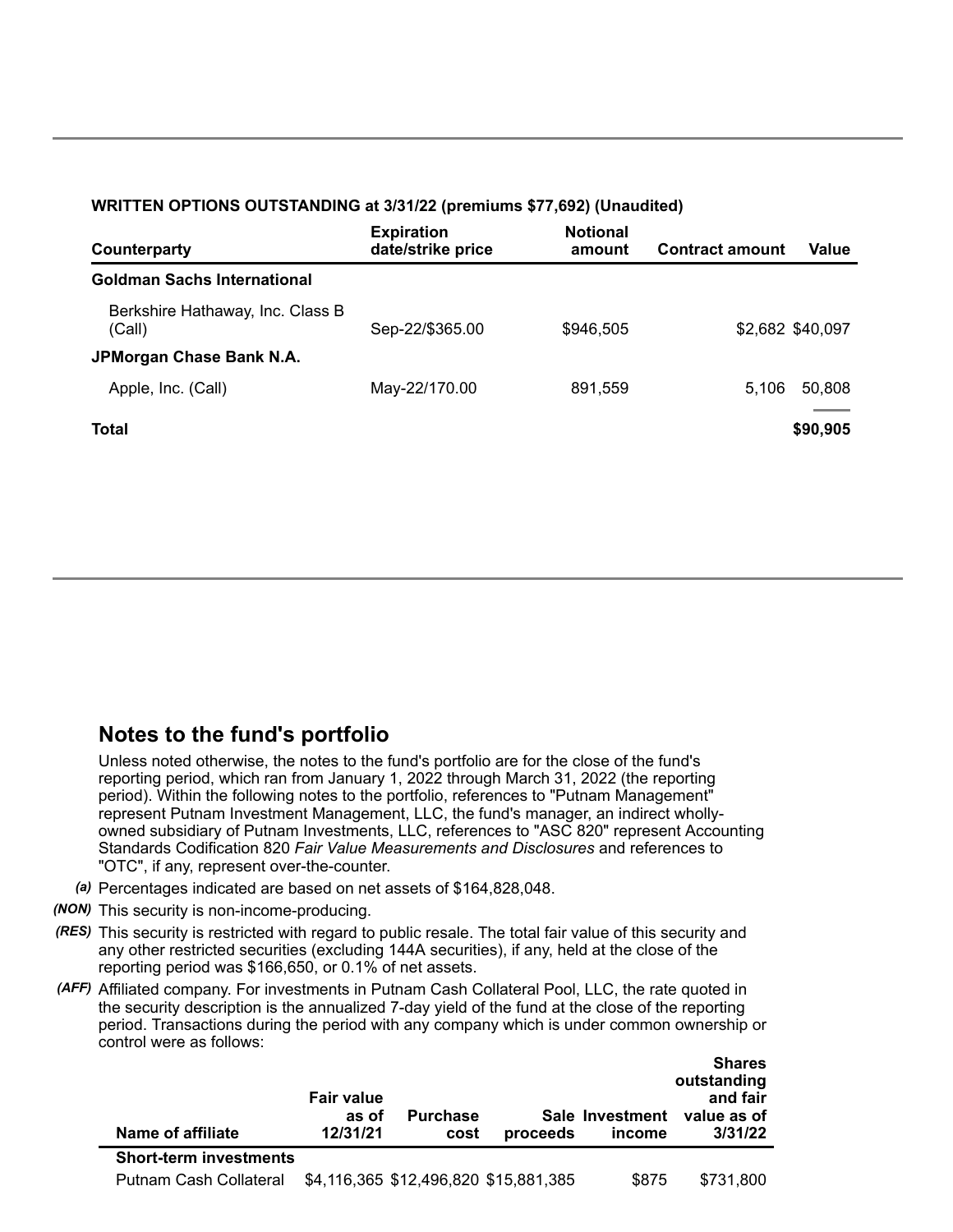**WRITTEN OPTIONS OUTSTANDING at 3/31/22 (premiums $77,692) (Unaudited)**

| Counterparty | Expiration date/strike price | Notional amount | Contract amount | Value |
|---|---|---|---|---|
| **Goldman Sachs International** | | | | |
| Berkshire Hathaway, Inc. Class B (Call) | Sep-22/$365.00 | $946,505 | $2,682 | $40,097 |
| **JPMorgan Chase Bank N.A.** | | | | |
| Apple, Inc. (Call) | May-22/170.00 | 891,559 | 5,106 | 50,808 |
| **Total** | | | | **$90,905** |

## Notes to the fund's portfolio

Unless noted otherwise, the notes to the fund's portfolio are for the close of the fund's reporting period, which ran from January 1, 2022 through March 31, 2022 (the reporting period). Within the following notes to the portfolio, references to "Putnam Management" represent Putnam Investment Management, LLC, the fund's manager, an indirect wholly-owned subsidiary of Putnam Investments, LLC, references to "ASC 820" represent Accounting Standards Codification 820 *Fair Value Measurements and Disclosures* and references to "OTC", if any, represent over-the-counter.

*(a)* Percentages indicated are based on net assets of $164,828,048.

*(NON)* This security is non-income-producing.

*(RES)* This security is restricted with regard to public resale. The total fair value of this security and any other restricted securities (excluding 144A securities), if any, held at the close of the reporting period was $166,650, or 0.1% of net assets.

*(AFF)* Affiliated company. For investments in Putnam Cash Collateral Pool, LLC, the rate quoted in the security description is the annualized 7-day yield of the fund at the close of the reporting period. Transactions during the period with any company which is under common ownership or control were as follows:

| Name of affiliate | Fair value as of 12/31/21 | Purchase cost | Sale proceeds | Investment income | Shares outstanding and fair value as of 3/31/22 |
|---|---|---|---|---|---|
| **Short-term investments** | | | | | |
| Putnam Cash Collateral | $4,116,365 | $12,496,820 | $15,881,385 | $875 | $731,800 |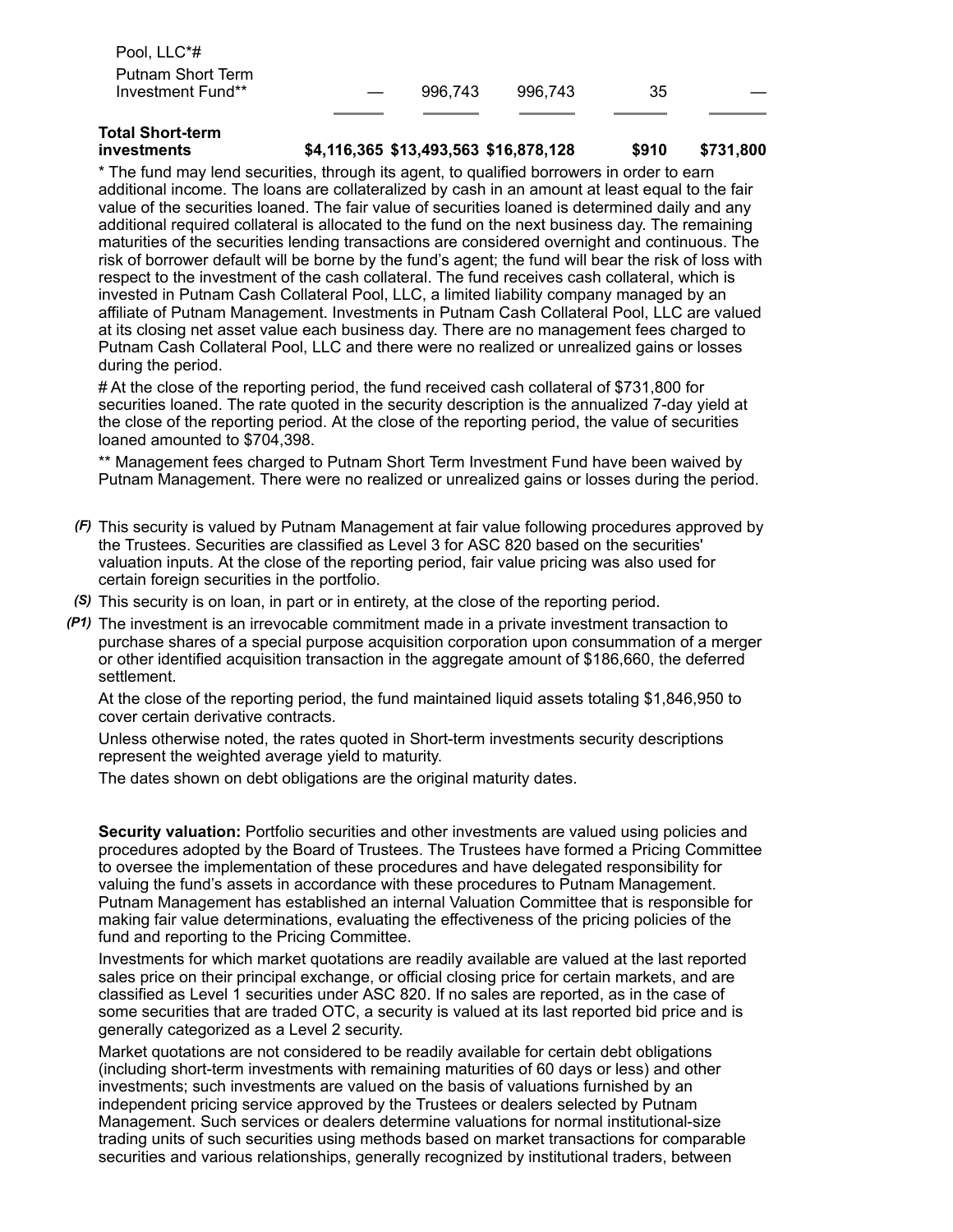| | | | | | |
|---|---|---|---|---|---|
| Pool, LLC*# | | | | | |
| Putnam Short Term Investment Fund** | — | 996,743 | 996,743 | 35 | — |
| **Total Short-term investments** | **$4,116,365** | **$13,493,563** | **$16,878,128** | **$910** | **$731,800** |

* The fund may lend securities, through its agent, to qualified borrowers in order to earn additional income. The loans are collateralized by cash in an amount at least equal to the fair value of the securities loaned. The fair value of securities loaned is determined daily and any additional required collateral is allocated to the fund on the next business day. The remaining maturities of the securities lending transactions are considered overnight and continuous. The risk of borrower default will be borne by the fund's agent; the fund will bear the risk of loss with respect to the investment of the cash collateral. The fund receives cash collateral, which is invested in Putnam Cash Collateral Pool, LLC, a limited liability company managed by an affiliate of Putnam Management. Investments in Putnam Cash Collateral Pool, LLC are valued at its closing net asset value each business day. There are no management fees charged to Putnam Cash Collateral Pool, LLC and there were no realized or unrealized gains or losses during the period.

# At the close of the reporting period, the fund received cash collateral of $731,800 for securities loaned. The rate quoted in the security description is the annualized 7-day yield at the close of the reporting period. At the close of the reporting period, the value of securities loaned amounted to $704,398.

** Management fees charged to Putnam Short Term Investment Fund have been waived by Putnam Management. There were no realized or unrealized gains or losses during the period.

*(F)* This security is valued by Putnam Management at fair value following procedures approved by the Trustees. Securities are classified as Level 3 for ASC 820 based on the securities' valuation inputs. At the close of the reporting period, fair value pricing was also used for certain foreign securities in the portfolio.

*(S)* This security is on loan, in part or in entirety, at the close of the reporting period.

*(P1)* The investment is an irrevocable commitment made in a private investment transaction to purchase shares of a special purpose acquisition corporation upon consummation of a merger or other identified acquisition transaction in the aggregate amount of $186,660, the deferred settlement.

At the close of the reporting period, the fund maintained liquid assets totaling $1,846,950 to cover certain derivative contracts.

Unless otherwise noted, the rates quoted in Short-term investments security descriptions represent the weighted average yield to maturity.

The dates shown on debt obligations are the original maturity dates.

**Security valuation:** Portfolio securities and other investments are valued using policies and procedures adopted by the Board of Trustees. The Trustees have formed a Pricing Committee to oversee the implementation of these procedures and have delegated responsibility for valuing the fund's assets in accordance with these procedures to Putnam Management. Putnam Management has established an internal Valuation Committee that is responsible for making fair value determinations, evaluating the effectiveness of the pricing policies of the fund and reporting to the Pricing Committee.

Investments for which market quotations are readily available are valued at the last reported sales price on their principal exchange, or official closing price for certain markets, and are classified as Level 1 securities under ASC 820. If no sales are reported, as in the case of some securities that are traded OTC, a security is valued at its last reported bid price and is generally categorized as a Level 2 security.

Market quotations are not considered to be readily available for certain debt obligations (including short-term investments with remaining maturities of 60 days or less) and other investments; such investments are valued on the basis of valuations furnished by an independent pricing service approved by the Trustees or dealers selected by Putnam Management. Such services or dealers determine valuations for normal institutional-size trading units of such securities using methods based on market transactions for comparable securities and various relationships, generally recognized by institutional traders, between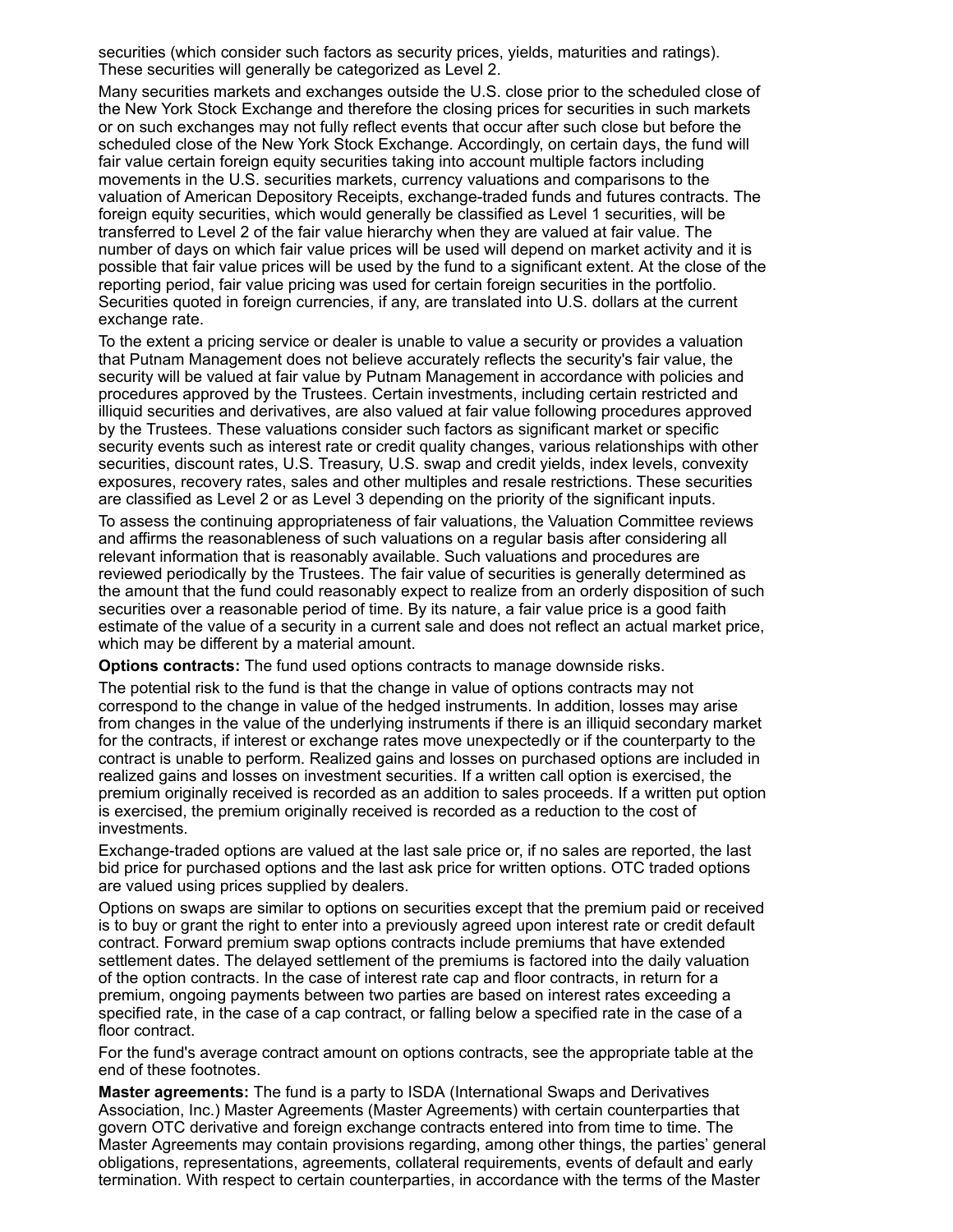securities (which consider such factors as security prices, yields, maturities and ratings). These securities will generally be categorized as Level 2.

Many securities markets and exchanges outside the U.S. close prior to the scheduled close of the New York Stock Exchange and therefore the closing prices for securities in such markets or on such exchanges may not fully reflect events that occur after such close but before the scheduled close of the New York Stock Exchange. Accordingly, on certain days, the fund will fair value certain foreign equity securities taking into account multiple factors including movements in the U.S. securities markets, currency valuations and comparisons to the valuation of American Depository Receipts, exchange-traded funds and futures contracts. The foreign equity securities, which would generally be classified as Level 1 securities, will be transferred to Level 2 of the fair value hierarchy when they are valued at fair value. The number of days on which fair value prices will be used will depend on market activity and it is possible that fair value prices will be used by the fund to a significant extent. At the close of the reporting period, fair value pricing was used for certain foreign securities in the portfolio. Securities quoted in foreign currencies, if any, are translated into U.S. dollars at the current exchange rate.

To the extent a pricing service or dealer is unable to value a security or provides a valuation that Putnam Management does not believe accurately reflects the security's fair value, the security will be valued at fair value by Putnam Management in accordance with policies and procedures approved by the Trustees. Certain investments, including certain restricted and illiquid securities and derivatives, are also valued at fair value following procedures approved by the Trustees. These valuations consider such factors as significant market or specific security events such as interest rate or credit quality changes, various relationships with other securities, discount rates, U.S. Treasury, U.S. swap and credit yields, index levels, convexity exposures, recovery rates, sales and other multiples and resale restrictions. These securities are classified as Level 2 or as Level 3 depending on the priority of the significant inputs.

To assess the continuing appropriateness of fair valuations, the Valuation Committee reviews and affirms the reasonableness of such valuations on a regular basis after considering all relevant information that is reasonably available. Such valuations and procedures are reviewed periodically by the Trustees. The fair value of securities is generally determined as the amount that the fund could reasonably expect to realize from an orderly disposition of such securities over a reasonable period of time. By its nature, a fair value price is a good faith estimate of the value of a security in a current sale and does not reflect an actual market price, which may be different by a material amount.

**Options contracts:** The fund used options contracts to manage downside risks.

The potential risk to the fund is that the change in value of options contracts may not correspond to the change in value of the hedged instruments. In addition, losses may arise from changes in the value of the underlying instruments if there is an illiquid secondary market for the contracts, if interest or exchange rates move unexpectedly or if the counterparty to the contract is unable to perform. Realized gains and losses on purchased options are included in realized gains and losses on investment securities. If a written call option is exercised, the premium originally received is recorded as an addition to sales proceeds. If a written put option is exercised, the premium originally received is recorded as a reduction to the cost of investments.

Exchange-traded options are valued at the last sale price or, if no sales are reported, the last bid price for purchased options and the last ask price for written options. OTC traded options are valued using prices supplied by dealers.

Options on swaps are similar to options on securities except that the premium paid or received is to buy or grant the right to enter into a previously agreed upon interest rate or credit default contract. Forward premium swap options contracts include premiums that have extended settlement dates. The delayed settlement of the premiums is factored into the daily valuation of the option contracts. In the case of interest rate cap and floor contracts, in return for a premium, ongoing payments between two parties are based on interest rates exceeding a specified rate, in the case of a cap contract, or falling below a specified rate in the case of a floor contract.

For the fund's average contract amount on options contracts, see the appropriate table at the end of these footnotes.

**Master agreements:** The fund is a party to ISDA (International Swaps and Derivatives Association, Inc.) Master Agreements (Master Agreements) with certain counterparties that govern OTC derivative and foreign exchange contracts entered into from time to time. The Master Agreements may contain provisions regarding, among other things, the parties' general obligations, representations, agreements, collateral requirements, events of default and early termination. With respect to certain counterparties, in accordance with the terms of the Master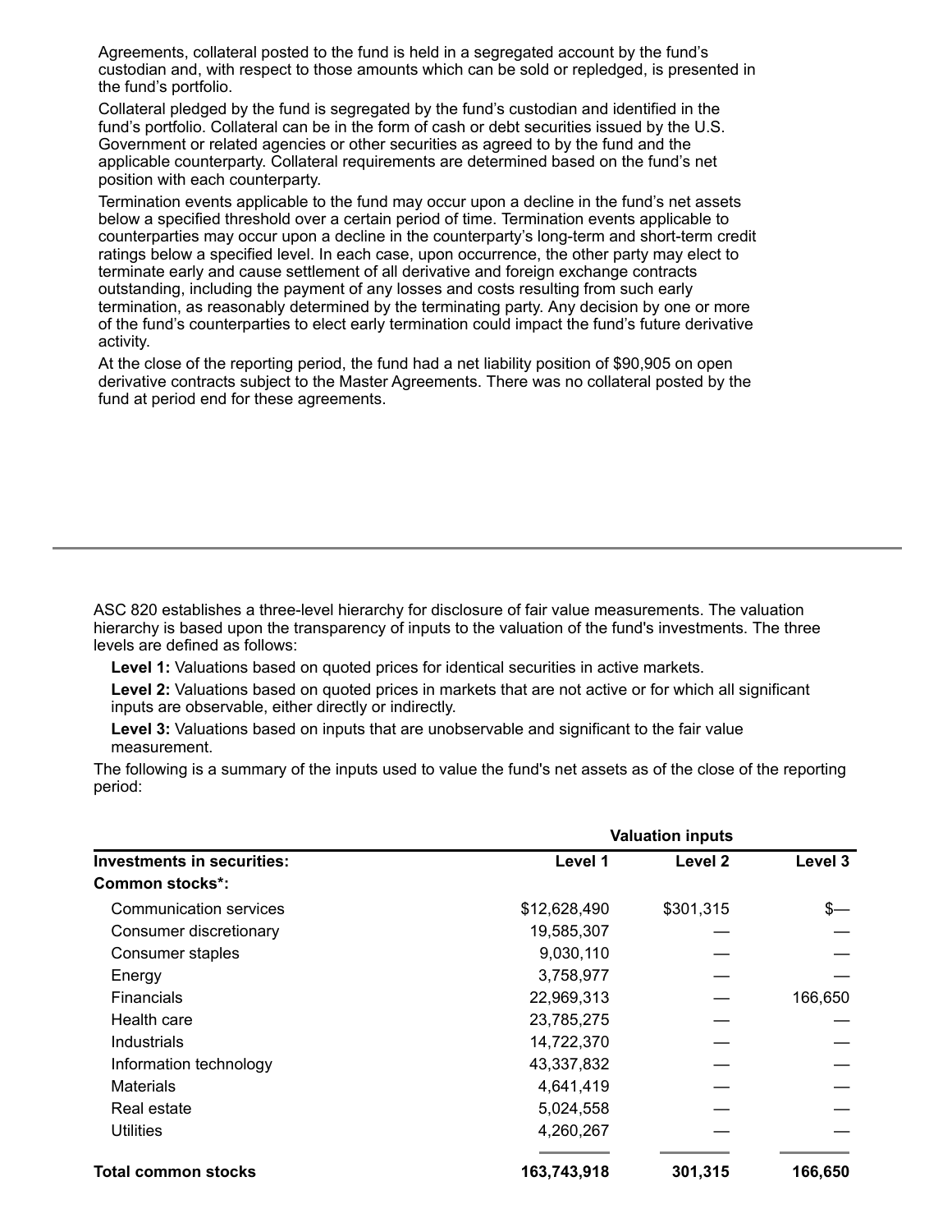Agreements, collateral posted to the fund is held in a segregated account by the fund's custodian and, with respect to those amounts which can be sold or repledged, is presented in the fund's portfolio.

Collateral pledged by the fund is segregated by the fund's custodian and identified in the fund's portfolio. Collateral can be in the form of cash or debt securities issued by the U.S. Government or related agencies or other securities as agreed to by the fund and the applicable counterparty. Collateral requirements are determined based on the fund's net position with each counterparty.

Termination events applicable to the fund may occur upon a decline in the fund's net assets below a specified threshold over a certain period of time. Termination events applicable to counterparties may occur upon a decline in the counterparty's long-term and short-term credit ratings below a specified level. In each case, upon occurrence, the other party may elect to terminate early and cause settlement of all derivative and foreign exchange contracts outstanding, including the payment of any losses and costs resulting from such early termination, as reasonably determined by the terminating party. Any decision by one or more of the fund's counterparties to elect early termination could impact the fund's future derivative activity.

At the close of the reporting period, the fund had a net liability position of $90,905 on open derivative contracts subject to the Master Agreements. There was no collateral posted by the fund at period end for these agreements.

---

ASC 820 establishes a three-level hierarchy for disclosure of fair value measurements. The valuation hierarchy is based upon the transparency of inputs to the valuation of the fund's investments. The three levels are defined as follows:

**Level 1:** Valuations based on quoted prices for identical securities in active markets.

**Level 2:** Valuations based on quoted prices in markets that are not active or for which all significant inputs are observable, either directly or indirectly.

**Level 3:** Valuations based on inputs that are unobservable and significant to the fair value measurement.

The following is a summary of the inputs used to value the fund's net assets as of the close of the reporting period:

| | Valuation inputs | | |
|---|---|---|---|
| **Investments in securities:** | **Level 1** | **Level 2** | **Level 3** |
| **Common stocks*:** | | | |
| Communication services | $12,628,490 | $301,315 | $— |
| Consumer discretionary | 19,585,307 | — | — |
| Consumer staples | 9,030,110 | — | — |
| Energy | 3,758,977 | — | — |
| Financials | 22,969,313 | — | 166,650 |
| Health care | 23,785,275 | — | — |
| Industrials | 14,722,370 | — | — |
| Information technology | 43,337,832 | — | — |
| Materials | 4,641,419 | — | — |
| Real estate | 5,024,558 | — | — |
| Utilities | 4,260,267 | — | — |
| **Total common stocks** | **163,743,918** | **301,315** | **166,650** |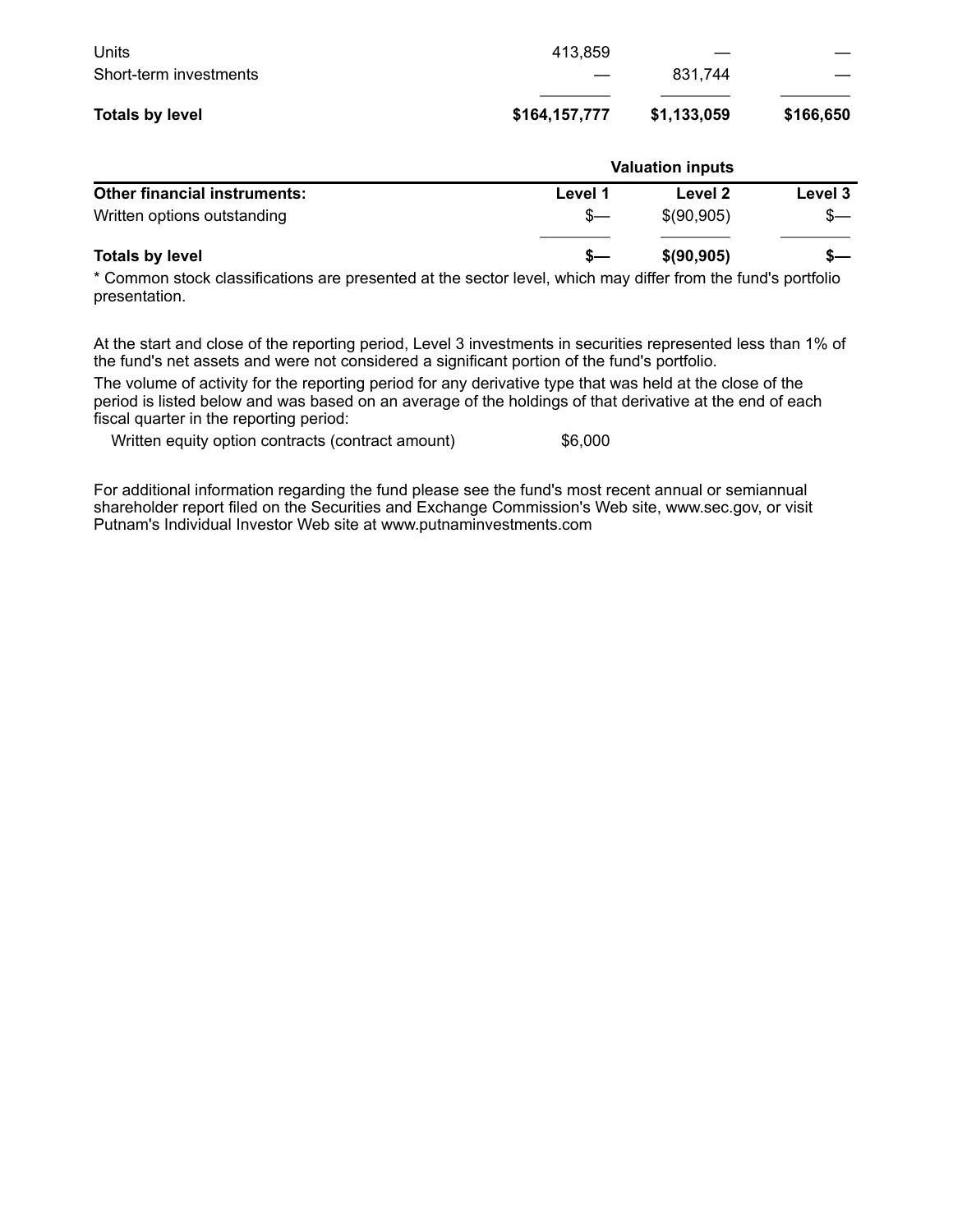| | | | |
|---|---|---|---|
| Units | 413,859 | — | — |
| Short-term investments | — | 831,744 | — |
| **Totals by level** | **$164,157,777** | **$1,133,059** | **$166,650** |

| | Valuation inputs | | |
|---|---|---|---|
| **Other financial instruments:** | **Level 1** | **Level 2** | **Level 3** |
| Written options outstanding | $— | $(90,905) | $— |
| **Totals by level** | **$—** | **$(90,905)** | **$—** |

* Common stock classifications are presented at the sector level, which may differ from the fund's portfolio presentation.

At the start and close of the reporting period, Level 3 investments in securities represented less than 1% of the fund's net assets and were not considered a significant portion of the fund's portfolio.

The volume of activity for the reporting period for any derivative type that was held at the close of the period is listed below and was based on an average of the holdings of that derivative at the end of each fiscal quarter in the reporting period:

| | |
|---|---|
| Written equity option contracts (contract amount) | $6,000 |

For additional information regarding the fund please see the fund's most recent annual or semiannual shareholder report filed on the Securities and Exchange Commission's Web site, www.sec.gov, or visit Putnam's Individual Investor Web site at www.putnaminvestments.com